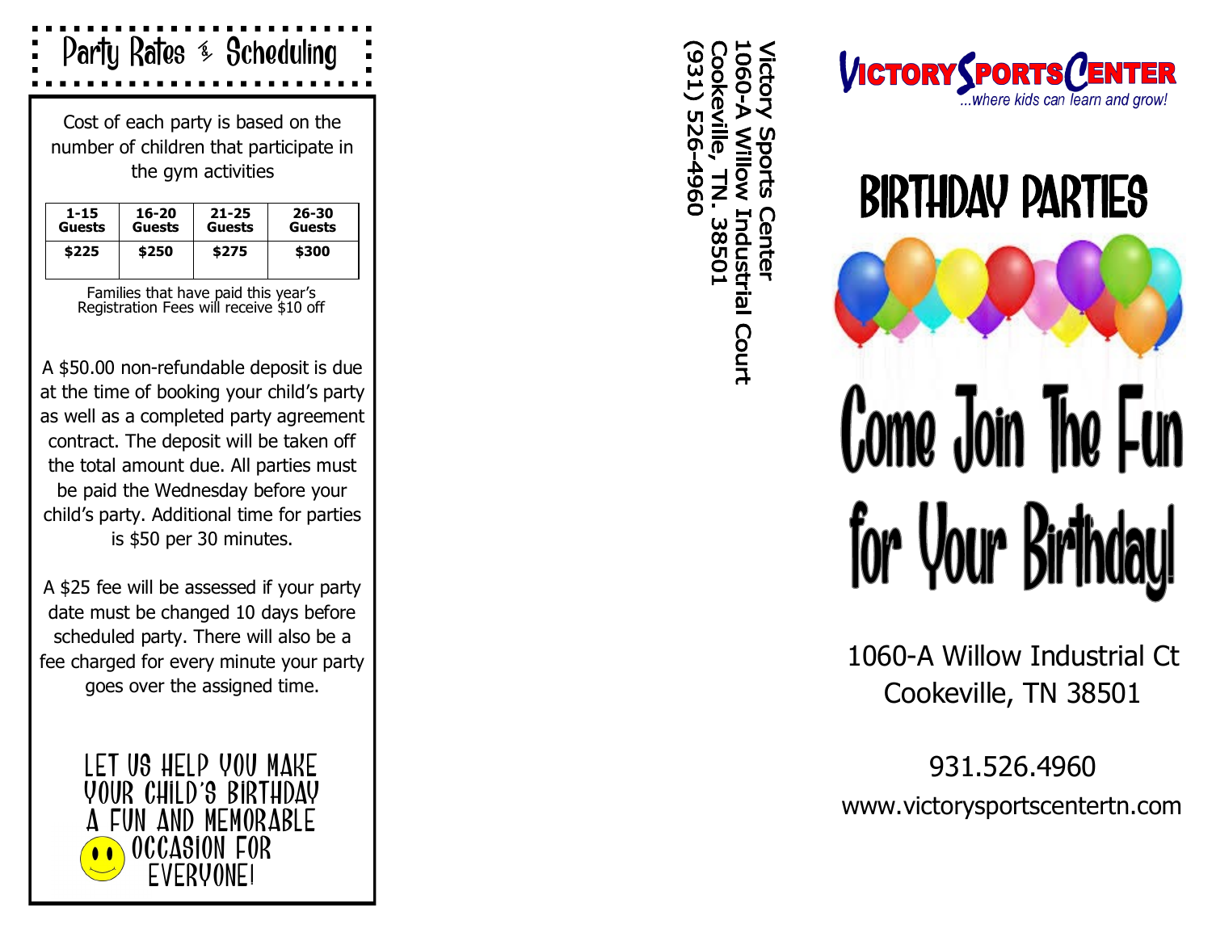## Party Rates & Scheduling

Cost of each party is based on the number of children that participate in the gym activities

| 1-15 Guests | 16-20 Guests | 21-25 Guests | 26-30 Guests |
|---|---|---|---|
| $225 | $250 | $275 | $300 |

Families that have paid this year's Registration Fees will receive $10 off

A $50.00 non-refundable deposit is due at the time of booking your child's party as well as a completed party agreement contract. The deposit will be taken off the total amount due. All parties must be paid the Wednesday before your child's party. Additional time for parties is $50 per 30 minutes.

A $25 fee will be assessed if your party date must be changed 10 days before scheduled party. There will also be a fee charged for every minute your party goes over the assigned time.

LET US HELP YOU MAKE YOUR CHILD'S BIRTHDAY A FUN AND MEMORABLE OCCASION FOR EVERYONE!

Victory Sports Center
1060-A Willow Industrial Court
Cookeville, TN. 38501
(931) 526-4960

# VICTORY SPORTS CENTER

*...where kids can learn and grow!*

# BIRTHDAY PARTIES

## Come Join The Fun for Your Birthday!

1060-A Willow Industrial Ct
Cookeville, TN 38501

931.526.4960
www.victorysportscentertn.com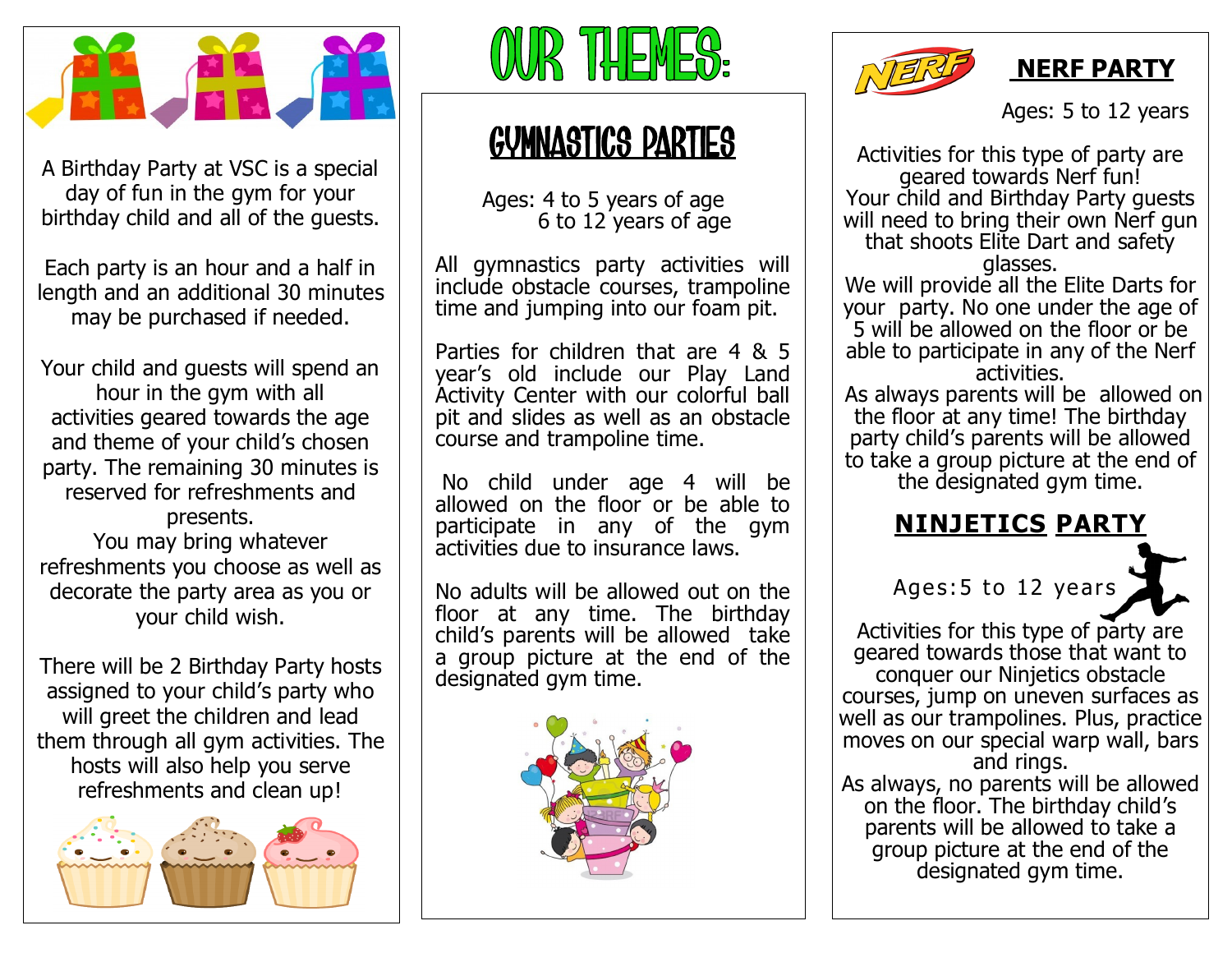A Birthday Party at VSC is a special day of fun in the gym for your birthday child and all of the guests.

Each party is an hour and a half in length and an additional 30 minutes may be purchased if needed.

Your child and guests will spend an hour in the gym with all activities geared towards the age and theme of your child's chosen party. The remaining 30 minutes is reserved for refreshments and presents.
You may bring whatever refreshments you choose as well as decorate the party area as you or your child wish.

There will be 2 Birthday Party hosts assigned to your child's party who will greet the children and lead them through all gym activities. The hosts will also help you serve refreshments and clean up!

# OUR THEMES:

## GYMNASTICS PARTIES

Ages: 4 to 5 years of age
6 to 12 years of age

All gymnastics party activities will include obstacle courses, trampoline time and jumping into our foam pit.

Parties for children that are 4 & 5 year's old include our Play Land Activity Center with our colorful ball pit and slides as well as an obstacle course and trampoline time.

No child under age 4 will be allowed on the floor or be able to participate in any of the gym activities due to insurance laws.

No adults will be allowed out on the floor at any time. The birthday child's parents will be allowed take a group picture at the end of the designated gym time.

## NERF PARTY

Ages: 5 to 12 years

Activities for this type of party are geared towards Nerf fun!
Your child and Birthday Party guests will need to bring their own Nerf gun that shoots Elite Dart and safety glasses.
We will provide all the Elite Darts for your party. No one under the age of 5 will be allowed on the floor or be able to participate in any of the Nerf activities.
As always parents will be allowed on the floor at any time! The birthday party child's parents will be allowed to take a group picture at the end of the designated gym time.

## NINJETICS PARTY

Ages:5 to 12 years

Activities for this type of party are geared towards those that want to conquer our Ninjetics obstacle courses, jump on uneven surfaces as well as our trampolines. Plus, practice moves on our special warp wall, bars and rings.
As always, no parents will be allowed on the floor. The birthday child's parents will be allowed to take a group picture at the end of the designated gym time.